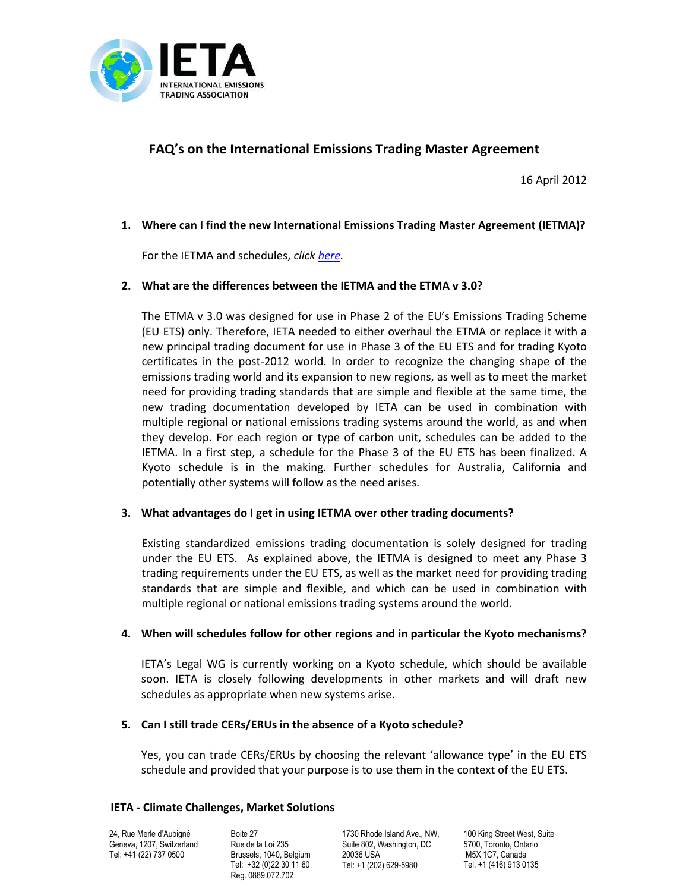IETA

INTERNATIONAL EMISSIONS TRADING ASSOCIATION

# FAQ's on the International Emissions Trading Master Agreement

16 April 2012

1. **Where can I find the new International Emissions Trading Master Agreement (IETMA)?**

   For the IETMA and schedules, *click here.*

2. **What are the differences between the IETMA and the ETMA v 3.0?**

   The ETMA v 3.0 was designed for use in Phase 2 of the EU's Emissions Trading Scheme (EU ETS) only. Therefore, IETA needed to either overhaul the ETMA or replace it with a new principal trading document for use in Phase 3 of the EU ETS and for trading Kyoto certificates in the post-2012 world. In order to recognize the changing shape of the emissions trading world and its expansion to new regions, as well as to meet the market need for providing trading standards that are simple and flexible at the same time, the new trading documentation developed by IETA can be used in combination with multiple regional or national emissions trading systems around the world, as and when they develop. For each region or type of carbon unit, schedules can be added to the IETMA. In a first step, a schedule for the Phase 3 of the EU ETS has been finalized. A Kyoto schedule is in the making. Further schedules for Australia, California and potentially other systems will follow as the need arises.

3. **What advantages do I get in using IETMA over other trading documents?**

   Existing standardized emissions trading documentation is solely designed for trading under the EU ETS. As explained above, the IETMA is designed to meet any Phase 3 trading requirements under the EU ETS, as well as the market need for providing trading standards that are simple and flexible, and which can be used in combination with multiple regional or national emissions trading systems around the world.

4. **When will schedules follow for other regions and in particular the Kyoto mechanisms?**

   IETA's Legal WG is currently working on a Kyoto schedule, which should be available soon. IETA is closely following developments in other markets and will draft new schedules as appropriate when new systems arise.

5. **Can I still trade CERs/ERUs in the absence of a Kyoto schedule?**

   Yes, you can trade CERs/ERUs by choosing the relevant 'allowance type' in the EU ETS schedule and provided that your purpose is to use them in the context of the EU ETS.

**IETA - Climate Challenges, Market Solutions**

24, Rue Merle d'Aubigné
Geneva, 1207, Switzerland
Tel: +41 (22) 737 0500

Boite 27
Rue de la Loi 235
Brussels, 1040, Belgium
Tel: +32 (0)22 30 11 60
Reg. 0889.072.702

1730 Rhode Island Ave., NW,
Suite 802, Washington, DC
20036 USA
Tel: +1 (202) 629-5980

100 King Street West, Suite
5700, Toronto, Ontario
M5X 1C7, Canada
Tel. +1 (416) 913 0135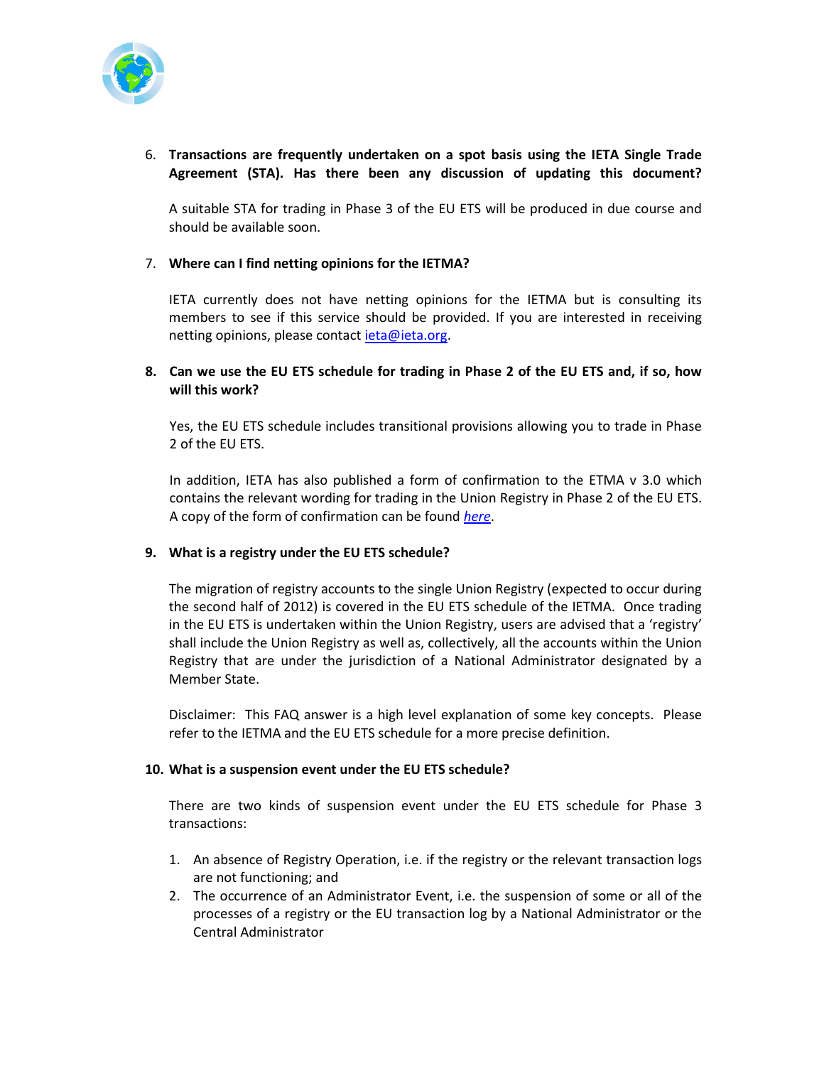6. **Transactions are frequently undertaken on a spot basis using the IETA Single Trade Agreement (STA). Has there been any discussion of updating this document?**

   A suitable STA for trading in Phase 3 of the EU ETS will be produced in due course and should be available soon.

7. **Where can I find netting opinions for the IETMA?**

   IETA currently does not have netting opinions for the IETMA but is consulting its members to see if this service should be provided. If you are interested in receiving netting opinions, please contact [ieta@ieta.org](mailto:ieta@ieta.org).

8. **Can we use the EU ETS schedule for trading in Phase 2 of the EU ETS and, if so, how will this work?**

   Yes, the EU ETS schedule includes transitional provisions allowing you to trade in Phase 2 of the EU ETS.

   In addition, IETA has also published a form of confirmation to the ETMA v 3.0 which contains the relevant wording for trading in the Union Registry in Phase 2 of the EU ETS. A copy of the form of confirmation can be found *[here](#)*.

9. **What is a registry under the EU ETS schedule?**

   The migration of registry accounts to the single Union Registry (expected to occur during the second half of 2012) is covered in the EU ETS schedule of the IETMA. Once trading in the EU ETS is undertaken within the Union Registry, users are advised that a 'registry' shall include the Union Registry as well as, collectively, all the accounts within the Union Registry that are under the jurisdiction of a National Administrator designated by a Member State.

   Disclaimer: This FAQ answer is a high level explanation of some key concepts. Please refer to the IETMA and the EU ETS schedule for a more precise definition.

10. **What is a suspension event under the EU ETS schedule?**

    There are two kinds of suspension event under the EU ETS schedule for Phase 3 transactions:

    1. An absence of Registry Operation, i.e. if the registry or the relevant transaction logs are not functioning; and
    2. The occurrence of an Administrator Event, i.e. the suspension of some or all of the processes of a registry or the EU transaction log by a National Administrator or the Central Administrator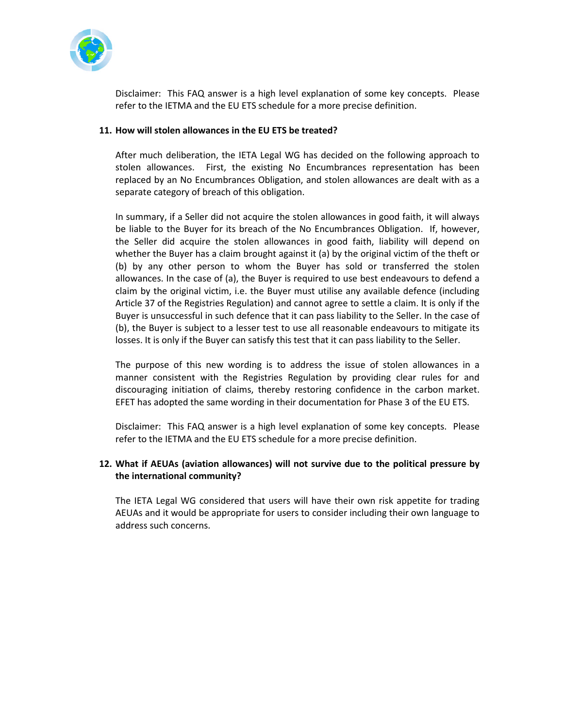Disclaimer: This FAQ answer is a high level explanation of some key concepts. Please refer to the IETMA and the EU ETS schedule for a more precise definition.

**11. How will stolen allowances in the EU ETS be treated?**

After much deliberation, the IETA Legal WG has decided on the following approach to stolen allowances. First, the existing No Encumbrances representation has been replaced by an No Encumbrances Obligation, and stolen allowances are dealt with as a separate category of breach of this obligation.

In summary, if a Seller did not acquire the stolen allowances in good faith, it will always be liable to the Buyer for its breach of the No Encumbrances Obligation. If, however, the Seller did acquire the stolen allowances in good faith, liability will depend on whether the Buyer has a claim brought against it (a) by the original victim of the theft or (b) by any other person to whom the Buyer has sold or transferred the stolen allowances. In the case of (a), the Buyer is required to use best endeavours to defend a claim by the original victim, i.e. the Buyer must utilise any available defence (including Article 37 of the Registries Regulation) and cannot agree to settle a claim. It is only if the Buyer is unsuccessful in such defence that it can pass liability to the Seller. In the case of (b), the Buyer is subject to a lesser test to use all reasonable endeavours to mitigate its losses. It is only if the Buyer can satisfy this test that it can pass liability to the Seller.

The purpose of this new wording is to address the issue of stolen allowances in a manner consistent with the Registries Regulation by providing clear rules for and discouraging initiation of claims, thereby restoring confidence in the carbon market. EFET has adopted the same wording in their documentation for Phase 3 of the EU ETS.

Disclaimer: This FAQ answer is a high level explanation of some key concepts. Please refer to the IETMA and the EU ETS schedule for a more precise definition.

**12. What if AEUAs (aviation allowances) will not survive due to the political pressure by the international community?**

The IETA Legal WG considered that users will have their own risk appetite for trading AEUAs and it would be appropriate for users to consider including their own language to address such concerns.